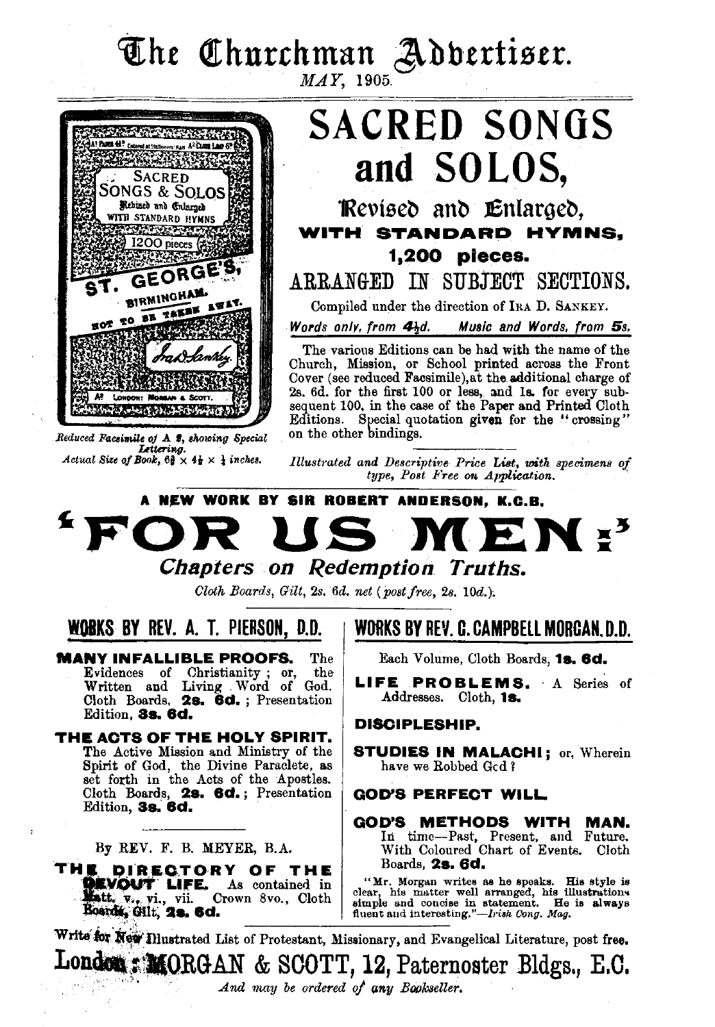# The Churchman Advertiser.

*MAY*, 1905.

*Reduced Facsimile of A 8, showing Special Lettering.*
*Actual Size of Book, 6⅞ × 4½ × ½ inches.*

# SACRED SONGS and SOLOS,

## Revised and Enlarged,

**WITH STANDARD HYMNS,**

**1,200 pieces.**

## ARRANGED IN SUBJECT SECTIONS.

Compiled under the direction of IRA D. SANKEY.

*Words only, from 4½d. Music and Words, from 5s.*

The various Editions can be had with the name of the Church, Mission, or School printed across the Front Cover (see reduced Facsimile), at the additional charge of 2s. 6d. for the first 100 or less, and 1s. for every subsequent 100, in the case of the Paper and Printed Cloth Editions. Special quotation given for the "crossing" on the other bindings.

*Illustrated and Descriptive Price List, with specimens of type, Post Free on Application.*

**A NEW WORK BY SIR ROBERT ANDERSON, K.C.B.**

# 'FOR US MEN:'

## *Chapters on Redemption Truths.*

*Cloth Boards, Gilt, 2s. 6d. net (post free, 2s. 10d.).*

## WORKS BY REV. A. T. PIERSON, D.D.

**MANY INFALLIBLE PROOFS.** The Evidences of Christianity; or, the Written and Living Word of God. Cloth Boards, **2s. 6d.**; Presentation Edition, **3s. 6d.**

**THE ACTS OF THE HOLY SPIRIT.** The Active Mission and Ministry of the Spirit of God, the Divine Paraclete, as set forth in the Acts of the Apostles. Cloth Boards, **2s. 6d.**; Presentation Edition, **3s. 6d.**

By REV. F. B. MEYER, B.A.

**THE DIRECTORY OF THE DEVOUT LIFE.** As contained in Matt. v., vi., vii. Crown 8vo., Cloth Boards, Gilt, **2s. 6d.**

## WORKS BY REV. G. CAMPBELL MORGAN, D.D.

Each Volume, Cloth Boards, **1s. 6d.**

**LIFE PROBLEMS.** A Series of Addresses. Cloth, **1s.**

**DISCIPLESHIP.**

**STUDIES IN MALACHI;** or, Wherein have we Robbed God?

**GOD'S PERFECT WILL.**

**GOD'S METHODS WITH MAN.** In time—Past, Present, and Future. With Coloured Chart of Events. Cloth Boards, **2s. 6d.**

"Mr. Morgan writes as he speaks. His style is clear, his matter well arranged, his illustrations simple and concise in statement. He is always fluent and interesting."—*Irish Cong. Mag.*

Write for New Illustrated List of Protestant, Missionary, and Evangelical Literature, post free.

# London: MORGAN & SCOTT, 12, Paternoster Bldgs., E.C.

*And may be ordered of any Bookseller.*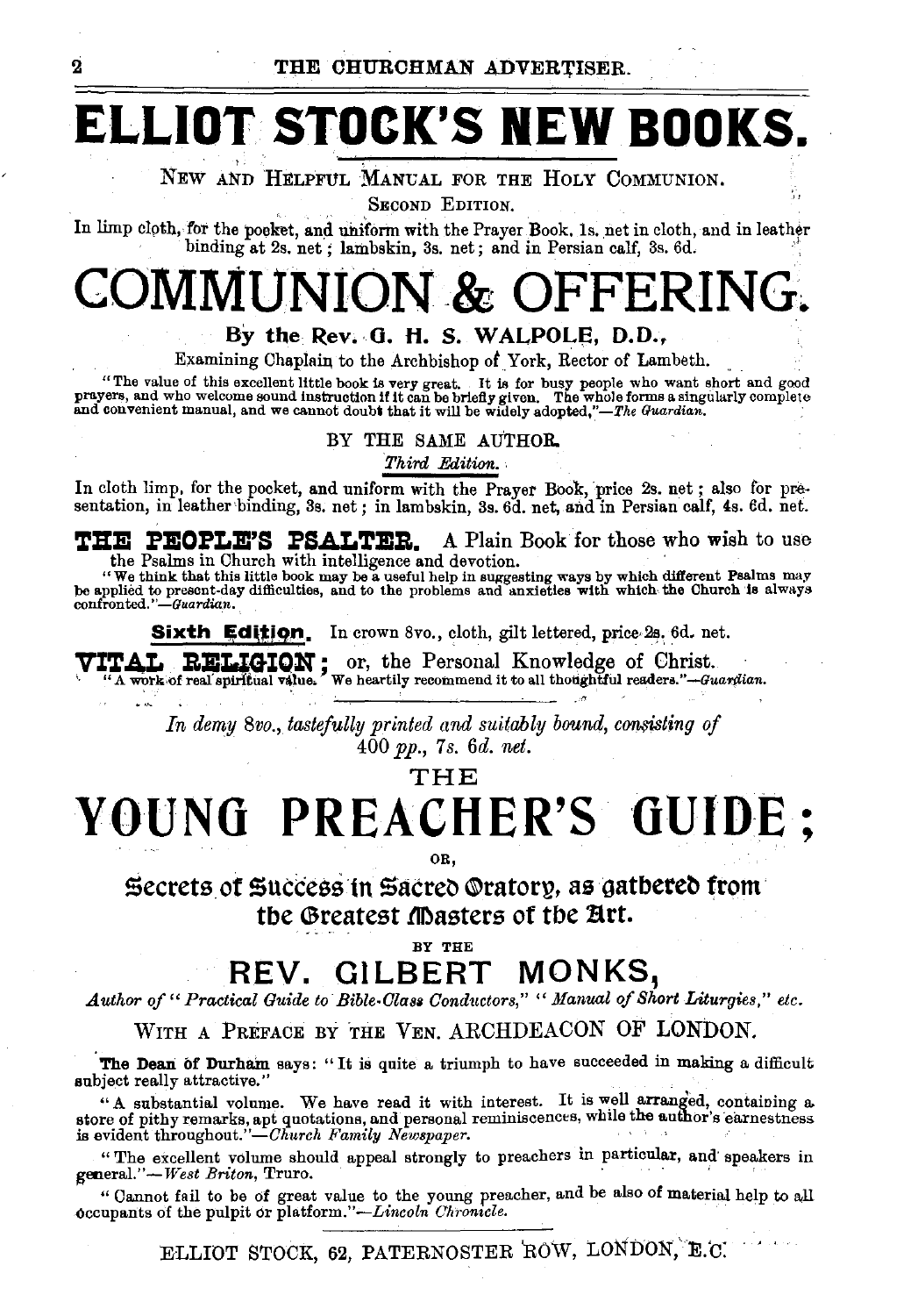# ELLIOT STOCK'S NEW BOOKS.

NEW AND HELPFUL MANUAL FOR THE HOLY COMMUNION.

SECOND EDITION.

In limp cloth, for the pocket, and uniform with the Prayer Book, 1s. net in cloth, and in leather binding at 2s. net; lambskin, 3s. net; and in Persian calf, 3s. 6d.

# COMMUNION & OFFERING.

### By the Rev. G. H. S. WALPOLE, D.D.,

Examining Chaplain to the Archbishop of York, Rector of Lambeth.

"The value of this excellent little book is very great. It is for busy people who want short and good prayers, and who welcome sound instruction if it can be briefly given. The whole forms a singularly complete and convenient manual, and we cannot doubt that it will be widely adopted."—*The Guardian.*

BY THE SAME AUTHOR.

*Third Edition.*

In cloth limp, for the pocket, and uniform with the Prayer Book, price 2s. net; also for presentation, in leather binding, 3s. net; in lambskin, 3s. 6d. net, and in Persian calf, 4s. 6d. net.

**THE PEOPLE'S PSALTER.** A Plain Book for those who wish to use the Psalms in Church with intelligence and devotion.

"We think that this little book may be a useful help in suggesting ways by which different Psalms may be applied to present-day difficulties, and to the problems and anxieties with which the Church is always confronted."—*Guardian.*

**Sixth Edition.** In crown 8vo., cloth, gilt lettered, price 2s. 6d. net.

**VITAL RELIGION;** or, the Personal Knowledge of Christ.

"A work of real spiritual value. We heartily recommend it to all thoughtful readers."—*Guardian.*

---

*In demy 8vo., tastefully printed and suitably bound, consisting of 400 pp., 7s. 6d. net.*

THE

# YOUNG PREACHER'S GUIDE;

OR,

## Secrets of Success in Sacred Oratory, as gathered from the Greatest Masters of the Art.

BY THE

## REV. GILBERT MONKS,

*Author of "Practical Guide to Bible-Class Conductors," "Manual of Short Liturgies," etc.*

WITH A PREFACE BY THE VEN. ARCHDEACON OF LONDON.

**The Dean of Durham** says: "It is quite a triumph to have succeeded in making a difficult subject really attractive."

"A substantial volume. We have read it with interest. It is well arranged, containing a store of pithy remarks, apt quotations, and personal reminiscences, while the author's earnestness is evident throughout."—*Church Family Newspaper.*

"The excellent volume should appeal strongly to preachers in particular, and speakers in general."—*West Briton*, Truro.

"Cannot fail to be of great value to the young preacher, and be also of material help to all occupants of the pulpit or platform."—*Lincoln Chronicle.*

---

ELLIOT STOCK, 62, PATERNOSTER ROW, LONDON, E.C.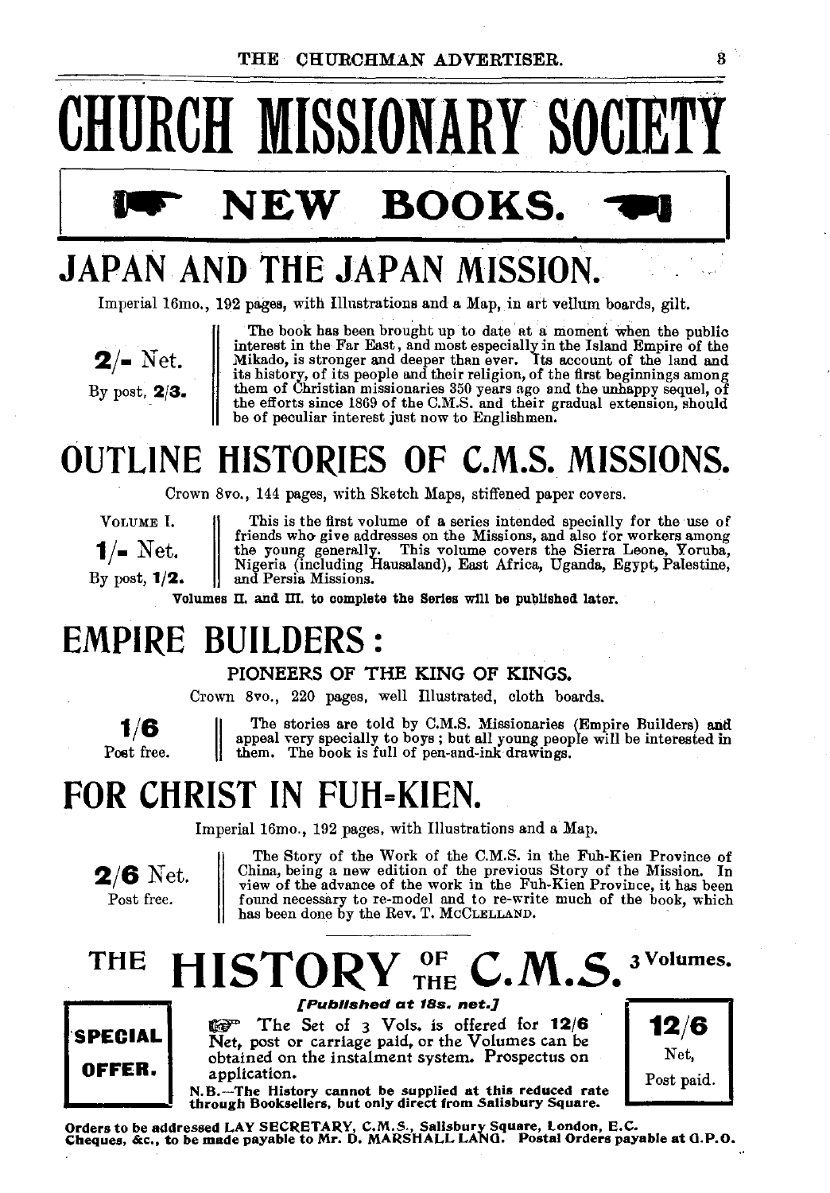# CHURCH MISSIONARY SOCIETY

## NEW BOOKS.

## JAPAN AND THE JAPAN MISSION.

Imperial 16mo., 192 pages, with Illustrations and a Map, in art vellum boards, gilt.

**2/- Net.**
By post, **2/3.**

The book has been brought up to date at a moment when the public interest in the Far East, and most especially in the Island Empire of the Mikado, is stronger and deeper than ever. Its account of the land and its history, of its people and their religion, of the first beginnings among them of Christian missionaries 350 years ago and the unhappy sequel, of the efforts since 1869 of the C.M.S. and their gradual extension, should be of peculiar interest just now to Englishmen.

## OUTLINE HISTORIES OF C.M.S. MISSIONS.

Crown 8vo., 144 pages, with Sketch Maps, stiffened paper covers.

VOLUME I.
**1/- Net.**
By post, **1/2.**

This is the first volume of a series intended specially for the use of friends who give addresses on the Missions, and also for workers among the young generally. This volume covers the Sierra Leone, Yoruba, Nigeria (including Hausaland), East Africa, Uganda, Egypt, Palestine, and Persia Missions.

**Volumes II. and III. to complete the Series will be published later.**

## EMPIRE BUILDERS:

### PIONEERS OF THE KING OF KINGS.

Crown 8vo., 220 pages, well Illustrated, cloth boards.

**1/6**
Post free.

The stories are told by C.M.S. Missionaries (Empire Builders) and appeal very specially to boys; but all young people will be interested in them. The book is full of pen-and-ink drawings.

## FOR CHRIST IN FUH-KIEN.

Imperial 16mo., 192 pages, with Illustrations and a Map.

**2/6 Net.**
Post free.

The Story of the Work of the C.M.S. in the Fuh-Kien Province of China, being a new edition of the previous Story of the Mission. In view of the advance of the work in the Fuh-Kien Province, it has been found necessary to re-model and to re-write much of the book, which has been done by the Rev. T. McCLELLAND.

## THE HISTORY OF THE C.M.S. 3 Volumes.

*[Published at 18s. net.]*

**SPECIAL OFFER.**

The Set of 3 Vols. is offered for **12/6** Net, post or carriage paid, or the Volumes can be obtained on the instalment system. Prospectus on application.

**N.B.—The History cannot be supplied at this reduced rate through Booksellers, but only direct from Salisbury Square.**

**12/6**
Net,
Post paid.

**Orders to be addressed LAY SECRETARY, C.M.S., Salisbury Square, London, E.C.**
**Cheques, &c., to be made payable to Mr. D. MARSHALL LANG. Postal Orders payable at G.P.O.**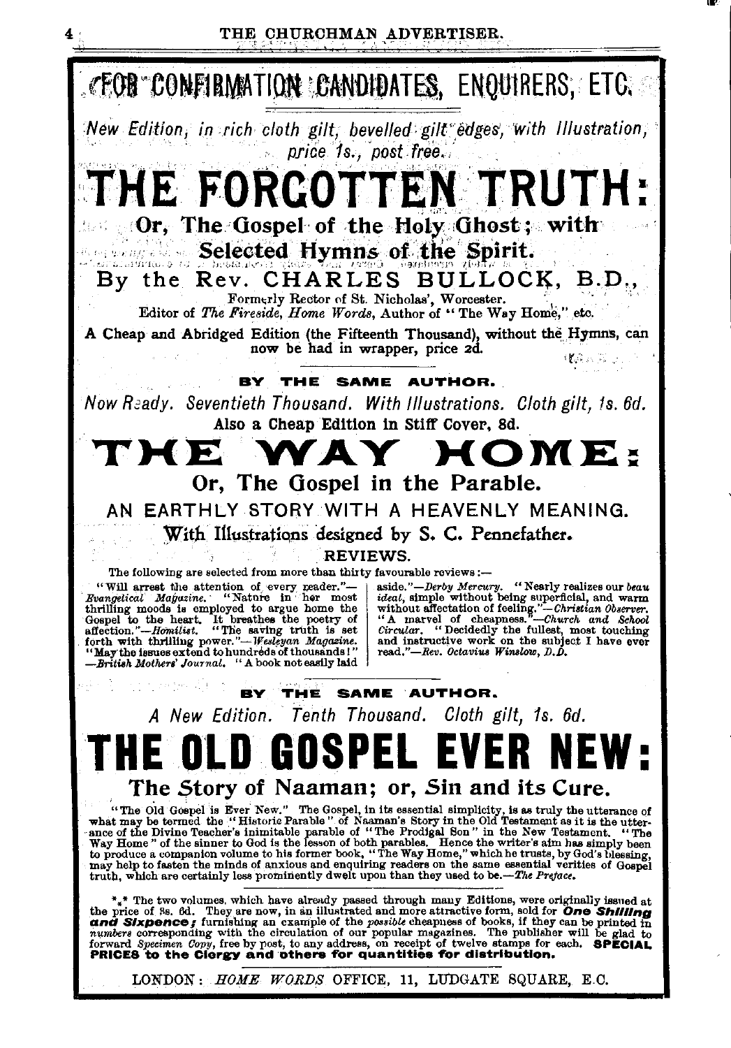# FOR CONFIRMATION CANDIDATES, ENQUIRERS, ETC.

*New Edition, in rich cloth gilt, bevelled gilt edges, with Illustration, price 1s., post free.*

# THE FORGOTTEN TRUTH:

## Or, The Gospel of the Holy Ghost; with Selected Hymns of the Spirit.

### By the Rev. CHARLES BULLOCK, B.D.,

Formerly Rector of St. Nicholas', Worcester.
Editor of *The Fireside, Home Words*, Author of "The Way Home," etc.

**A Cheap and Abridged Edition (the Fifteenth Thousand), without the Hymns, can now be had in wrapper, price 2d.**

---

**BY THE SAME AUTHOR.**

*Now Ready. Seventieth Thousand. With Illustrations. Cloth gilt, 1s. 6d.*

**Also a Cheap Edition in Stiff Cover, 8d.**

# THE WAY HOME:

## Or, The Gospel in the Parable.

### AN EARTHLY STORY WITH A HEAVENLY MEANING.

**With Illustrations designed by S. C. Pennefather.**

**REVIEWS.**

The following are selected from more than thirty favourable reviews:—

"Will arrest the attention of every reader."—*Evangelical Magazine.* "Nature in her most thrilling moods is employed to argue home the Gospel to the heart. It breathes the poetry of affection."—*Homilist.* "The saving truth is set forth with thrilling power."—*Wesleyan Magazine.* "May the issues extend to hundreds of thousands!"—*British Mothers' Journal.* "A book not easily laid aside."—*Derby Mercury.* "Nearly realizes our *beau ideal*, simple without being superficial, and warm without affectation of feeling."—*Christian Observer.* "A marvel of cheapness."—*Church and School Circular.* "Decidedly the fullest, most touching and instructive work on the subject I have ever read."—*Rev. Octavius Winslow, D.D.*

---

**BY THE SAME AUTHOR.**

*A New Edition. Tenth Thousand. Cloth gilt, 1s. 6d.*

# THE OLD GOSPEL EVER NEW:

## The Story of Naaman; or, Sin and its Cure.

"The Old Gospel is Ever New." The Gospel, in its essential simplicity, is as truly the utterance of what may be termed the "Historic Parable" of Naaman's Story in the Old Testament as it is the utterance of the Divine Teacher's inimitable parable of "The Prodigal Son" in the New Testament. "The Way Home" of the sinner to God is the lesson of both parables. Hence the writer's aim has simply been to produce a companion volume to his former book, "The Way Home," which he trusts, by God's blessing, may help to fasten the minds of anxious and enquiring readers on the same essential verities of Gospel truth, which are certainly less prominently dwelt upon than they used to be.—*The Preface.*

\*\*\* The two volumes, which have already passed through many Editions, were originally issued at the price of 8s. 6d. They are now, in an illustrated and more attractive form, sold for **One Shilling and Sixpence;** furnishing an example of the *possible* cheapness of books, if they can be printed in *numbers* corresponding with the circulation of our popular magazines. The publisher will be glad to forward *Specimen Copy*, free by post, to any address, on receipt of twelve stamps for each. **SPECIAL PRICES to the Clergy and others for quantities for distribution.**

LONDON: *HOME WORDS* OFFICE, 11, LUDGATE SQUARE, E.C.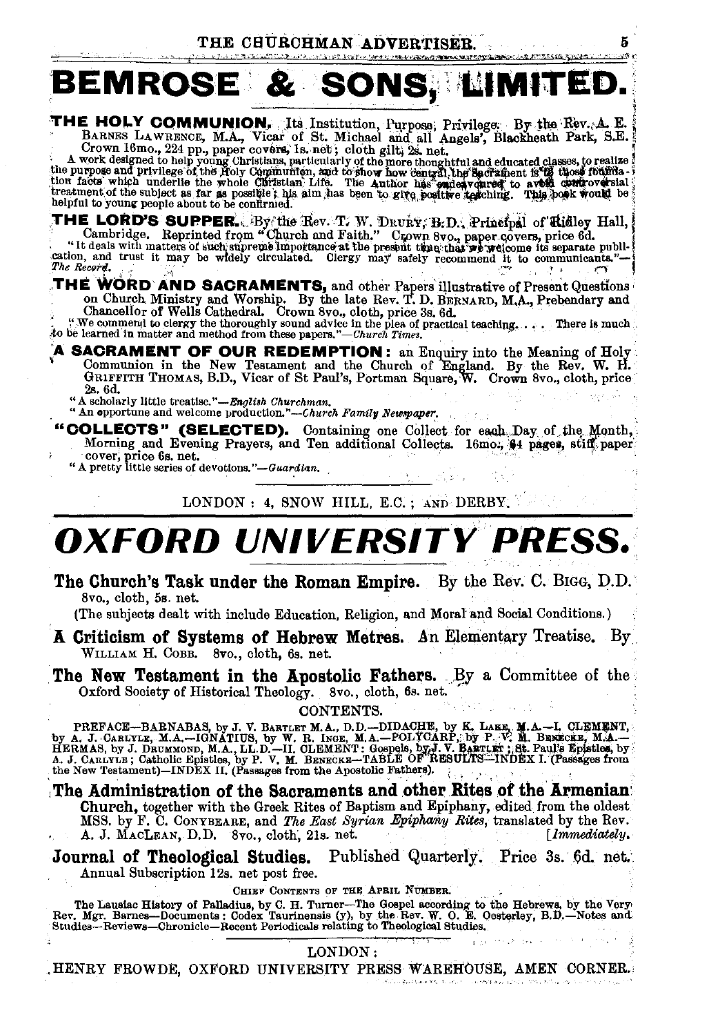# BEMROSE & SONS, LIMITED.

**THE HOLY COMMUNION.** Its Institution, Purpose, Privilege. By the Rev. A. E. BARNES LAWRENCE, M.A., Vicar of St. Michael and all Angels', Blackheath Park, S.E. Crown 16mo., 224 pp., paper covers, 1s. net; cloth gilt, 2s. net.

A work designed to help young Christians, particularly of the more thoughtful and educated classes, to realize the purpose and privilege of the Holy Communion, and to show how central the Sacrament is to those foundation facts which underlie the whole Christian Life. The Author has endeavoured to avoid controversial treatment of the subject as far as possible; his aim has been to give positive teaching. This book would be helpful to young people about to be confirmed.

**THE LORD'S SUPPER.** By the Rev. T. W. DRURY, B.D., Principal of Ridley Hall, Cambridge. Reprinted from "Church and Faith." Crown 8vo., paper covers, price 6d.

"It deals with matters of such supreme importance at the present time that we welcome its separate publication, and trust it may be widely circulated. Clergy may safely recommend it to communicants."—*The Record.*

**THE WORD AND SACRAMENTS,** and other Papers illustrative of Present Questions on Church Ministry and Worship. By the late Rev. T. D. BERNARD, M.A., Prebendary and Chancellor of Wells Cathedral. Crown 8vo., cloth, price 3s. 6d.

"We commend to clergy the thoroughly sound advice in the plea of practical teaching. . . . There is much to be learned in matter and method from these papers."—*Church Times.*

**A SACRAMENT OF OUR REDEMPTION:** an Enquiry into the Meaning of Holy Communion in the New Testament and the Church of England. By the Rev. W. H. GRIFFITH THOMAS, B.D., Vicar of St Paul's, Portman Square, W. Crown 8vo., cloth, price 2s. 6d.

"A scholarly little treatise."—*English Churchman.*

"An opportune and welcome production."—*Church Family Newspaper.*

**"COLLECTS" (SELECTED).** Containing one Collect for each Day of the Month, Morning and Evening Prayers, and Ten additional Collects. 16mo., 64 pages, stiff paper cover, price 6s. net.

"A pretty little series of devotions."—*Guardian.*

LONDON: 4, SNOW HILL, E.C.; AND DERBY.

---

# *OXFORD UNIVERSITY PRESS.*

**The Church's Task under the Roman Empire.** By the Rev. C. BIGG, D.D. 8vo., cloth, 5s. net.

(The subjects dealt with include Education, Religion, and Moral and Social Conditions.)

**A Criticism of Systems of Hebrew Metres.** An Elementary Treatise. By WILLIAM H. COBB. 8vo., cloth, 6s. net.

**The New Testament in the Apostolic Fathers.** By a Committee of the Oxford Society of Historical Theology. 8vo., cloth, 6s. net.

CONTENTS.

PREFACE—BARNABAS, by J. V. BARTLET M.A., D.D.—DIDACHE, by K. LAKE, M.A.—I. CLEMENT, by A. J. CARLYLE, M.A.—IGNATIUS, by W. R. INGE, M.A.—POLYCARP, by P. V. M. BENECKE, M.A.—HERMAS, by J. DRUMMOND, M.A., LL.D.—II. CLEMENT: Gospels, by J. V. BARTLET; St. Paul's Epistles, by A. J. CARLYLE; Catholic Epistles, by P. V. M. BENECKE—TABLE OF RESULTS—INDEX I. (Passages from the New Testament)—INDEX II. (Passages from the Apostolic Fathers).

**The Administration of the Sacraments and other Rites of the Armenian Church,** together with the Greek Rites of Baptism and Epiphany, edited from the oldest MSS. by F. C. CONYBEARE, and *The East Syrian Epiphany Rites,* translated by the Rev. A. J. MACLEAN, D.D. 8vo., cloth, 21s. net. [*Immediately.*

**Journal of Theological Studies.** Published Quarterly. Price 3s. 6d. net. Annual Subscription 12s. net post free.

CHIEF CONTENTS OF THE APRIL NUMBER.

The Lausiac History of Palladius, by C. H. Turner—The Gospel according to the Hebrews, by the Very Rev. Mgr. Barnes—Documents: Codex Taurinensis (y), by the Rev. W. O. E. Oesterley, B.D.—Notes and Studies—Reviews—Chronicle—Recent Periodicals relating to Theological Studies.

LONDON:

HENRY FROWDE, OXFORD UNIVERSITY PRESS WAREHOUSE, AMEN CORNER.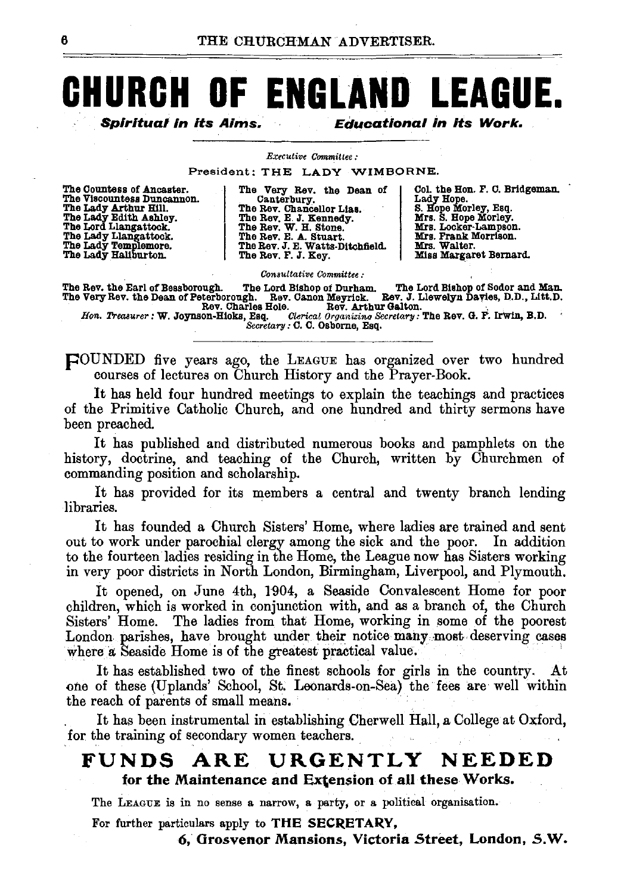# CHURCH OF ENGLAND LEAGUE.

***Spiritual in its Aims. Educational in its Work.***

*Executive Committee:*

President: THE LADY WIMBORNE.

The Countess of Ancaster.
The Viscountess Duncannon.
The Lady Arthur Hill.
The Lady Edith Ashley.
The Lord Llangattock.
The Lady Llangattock.
The Lady Templemore.
The Lady Haliburton.

The Very Rev. the Dean of Canterbury.
The Rev. Chancellor Lias.
The Rev. E. J. Kennedy.
The Rev. W. H. Stone.
The Rev. E. A. Stuart.
The Rev. J. E. Watts-Ditchfield.
The Rev. F. J. Key.

Col. the Hon. F. C. Bridgeman.
Lady Hope.
S. Hope Morley, Esq.
Mrs. S. Hope Morley.
Mrs. Locker-Lampson.
Mrs. Frank Morrison.
Mrs. Walter.
Miss Margaret Bernard.

*Consultative Committee:*

The Rev. the Earl of Bessborough. The Lord Bishop of Durham. The Lord Bishop of Sodor and Man.
The Very Rev. the Dean of Peterborough. Rev. Canon Meyrick. Rev. J. Llewelyn Davies, D.D., Litt.D.
Rev. Charles Hole. Rev. Arthur Galton.

*Hon. Treasurer:* W. Joynson-Hicks, Esq. *Clerical Organizing Secretary:* The Rev. G. F. Irwin, B.D.
*Secretary:* C. C. Osborne, Esq.

FOUNDED five years ago, the LEAGUE has organized over two hundred courses of lectures on Church History and the Prayer-Book.

It has held four hundred meetings to explain the teachings and practices of the Primitive Catholic Church, and one hundred and thirty sermons have been preached.

It has published and distributed numerous books and pamphlets on the history, doctrine, and teaching of the Church, written by Churchmen of commanding position and scholarship.

It has provided for its members a central and twenty branch lending libraries.

It has founded a Church Sisters' Home, where ladies are trained and sent out to work under parochial clergy among the sick and the poor. In addition to the fourteen ladies residing in the Home, the League now has Sisters working in very poor districts in North London, Birmingham, Liverpool, and Plymouth.

It opened, on June 4th, 1904, a Seaside Convalescent Home for poor children, which is worked in conjunction with, and as a branch of, the Church Sisters' Home. The ladies from that Home, working in some of the poorest London parishes, have brought under their notice many most deserving cases where a Seaside Home is of the greatest practical value.

It has established two of the finest schools for girls in the country. At one of these (Uplands' School, St. Leonards-on-Sea) the fees are well within the reach of parents of small means.

It has been instrumental in establishing Cherwell Hall, a College at Oxford, for the training of secondary women teachers.

## FUNDS ARE URGENTLY NEEDED

**for the Maintenance and Extension of all these Works.**

The LEAGUE is in no sense a narrow, a party, or a political organisation.

For further particulars apply to **THE SECRETARY,**

**6, Grosvenor Mansions, Victoria Street, London, S.W.**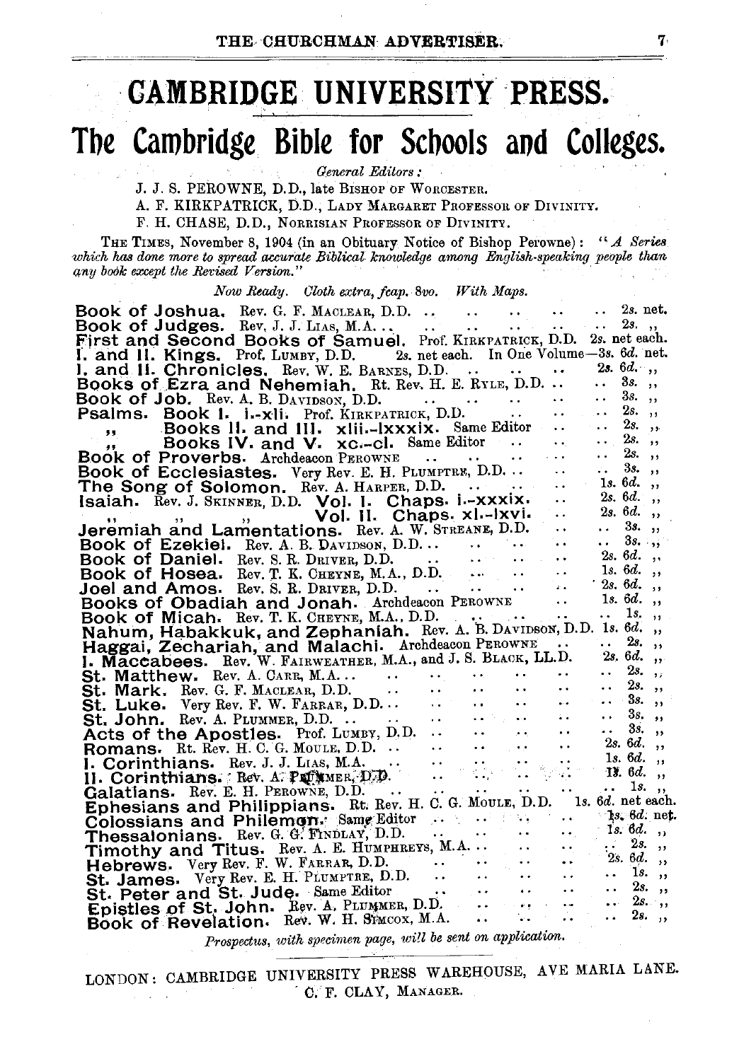# CAMBRIDGE UNIVERSITY PRESS.

## The Cambridge Bible for Schools and Colleges.

*General Editors:*

J. J. S. PEROWNE, D.D., late BISHOP OF WORCESTER.

A. F. KIRKPATRICK, D.D., LADY MARGARET PROFESSOR OF DIVINITY.

F. H. CHASE, D.D., NORRISIAN PROFESSOR OF DIVINITY.

THE TIMES, November 8, 1904 (in an Obituary Notice of Bishop Perowne): "*A Series which has done more to spread accurate Biblical knowledge among English-speaking people than any book except the Revised Version.*"

*Now Ready. Cloth extra, fcap. 8vo. With Maps.*

| | |
|---|---|
| **Book of Joshua.** Rev. G. F. MACLEAR, D.D. | 2s. net. |
| **Book of Judges.** Rev. J. J. LIAS, M.A. | 2s. ,, |
| **First and Second Books of Samuel.** Prof. KIRKPATRICK, D.D. | 2s. net each. |
| **I. and II. Kings.** Prof. LUMBY, D.D. 2s. net each. In One Volume | 3s. 6d. net. |
| **I. and II. Chronicles.** Rev. W. E. BARNES, D.D. | 2s. 6d. ,, |
| **Books of Ezra and Nehemiah.** Rt. Rev. H. E. RYLE, D.D. | 3s. ,, |
| **Book of Job.** Rev. A. B. DAVIDSON, D.D. | 3s. ,, |
| **Psalms. Book I. i.–xli.** Prof. KIRKPATRICK, D.D. | 2s. ,, |
| ,, **Books II. and III. xlii.–lxxxix.** Same Editor | 2s. ,, |
| ,, **Books IV. and V. xc.–cl.** Same Editor | 2s. ,, |
| **Book of Proverbs.** Archdeacon PEROWNE | 2s. ,, |
| **Book of Ecclesiastes.** Very Rev. E. H. PLUMPTRE, D.D. | 3s. ,, |
| **The Song of Solomon.** Rev. A. HARPER, D.D. | 1s. 6d. ,, |
| **Isaiah.** Rev. J. SKINNER, D.D. **Vol. I. Chaps. i.–xxxix.** | 2s. 6d. ,, |
| ,, ,, ,, **Vol. II. Chaps. xl.–lxvi.** | 2s. 6d. ,, |
| **Jeremiah and Lamentations.** Rev. A. W. STREANE, D.D. | 3s. ,, |
| **Book of Ezekiel.** Rev. A. B. DAVIDSON, D.D. | 3s. ,, |
| **Book of Daniel.** Rev. S. R. DRIVER, D.D. | 2s. 6d. ,, |
| **Book of Hosea.** Rev. T. K. CHEYNE, M.A., D.D. | 1s. 6d. ,, |
| **Joel and Amos.** Rev. S. R. DRIVER, D.D. | 2s. 6d. ,, |
| **Books of Obadiah and Jonah.** Archdeacon PEROWNE | 1s. 6d. ,, |
| **Book of Micah.** Rev. T. K. CHEYNE, M.A., D.D. | 1s. ,, |
| **Nahum, Habakkuk, and Zephaniah.** Rev. A. B. DAVIDSON, D.D. | 1s. 6d. ,, |
| **Haggai, Zechariah, and Malachi.** Archdeacon PEROWNE | 2s. ,, |
| **I. Maccabees.** Rev. W. FAIRWEATHER, M.A., and J. S. BLACK, LL.D. | 2s. 6d. ,, |
| **St. Matthew.** Rev. A. CARR, M.A. | 2s. ,, |
| **St. Mark.** Rev. G. F. MACLEAR, D.D. | 2s. ,, |
| **St. Luke.** Very Rev. F. W. FARRAR, D.D. | 3s. ,, |
| **St. John.** Rev. A. PLUMMER, D.D. | 3s. ,, |
| **Acts of the Apostles.** Prof. LUMBY, D.D. | 3s. ,, |
| **Romans.** Rt. Rev. H. C. G. MOULE, D.D. | 2s. 6d. ,, |
| **I. Corinthians.** Rev. J. J. LIAS, M.A. | 1s. 6d. ,, |
| **II. Corinthians.** Rev. A. PLUMMER, D.D. | 1s. 6d. ,, |
| **Galatians.** Rev. E. H. PEROWNE, D.D. | 1s. ,, |
| **Ephesians and Philippians.** Rt. Rev. H. C. G. MOULE, D.D. | 1s. 6d. net each. |
| **Colossians and Philemon.** Same Editor | 1s. 6d. net. |
| **Thessalonians.** Rev. G. G. FINDLAY, D.D. | 1s. 6d. ,, |
| **Timothy and Titus.** Rev. A. E. HUMPHREYS, M.A. | 2s. ,, |
| **Hebrews.** Very Rev. F. W. FARRAR, D.D. | 2s. 6d. ,, |
| **St. James.** Very Rev. E. H. PLUMPTRE, D.D. | 1s. ,, |
| **St. Peter and St. Jude.** Same Editor | 2s. ,, |
| **Epistles of St. John.** Rev. A. PLUMMER, D.D. | 2s. ,, |
| **Book of Revelation.** Rev. W. H. SIMCOX, M.A. | 2s. ,, |

*Prospectus, with specimen page, will be sent on application.*

LONDON: CAMBRIDGE UNIVERSITY PRESS WAREHOUSE, AVE MARIA LANE.
C. F. CLAY, MANAGER.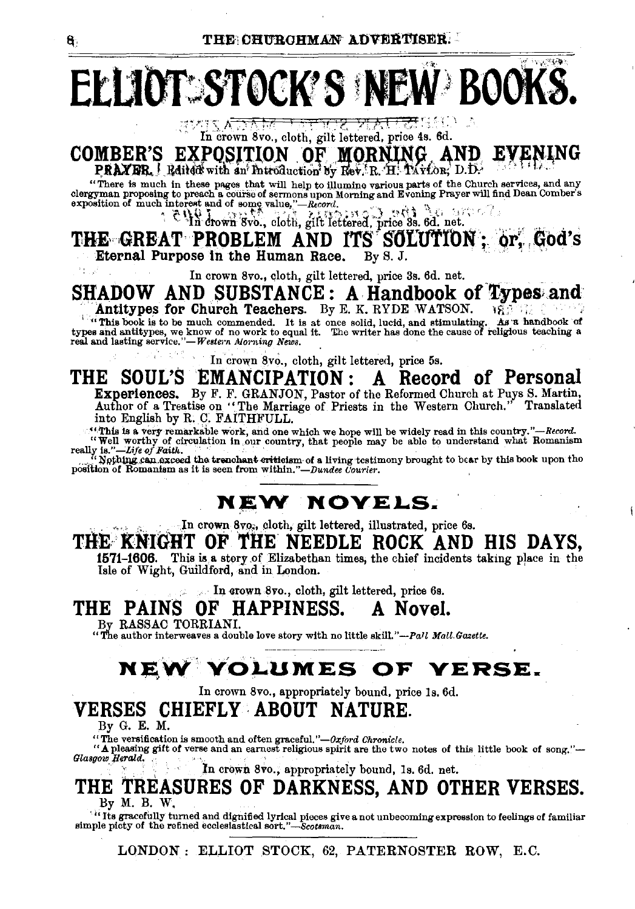# ELLIOT STOCK'S NEW BOOKS.

In crown 8vo., cloth, gilt lettered, price 4s. 6d.

## COMBER'S EXPOSITION OF MORNING AND EVENING PRAYER.

Edited with an Introduction by Rev. R. H. TAYLOR, D.D.

"There is much in these pages that will help to illumine various parts of the Church services, and any clergyman proposing to preach a course of sermons upon Morning and Evening Prayer will find Dean Comber's exposition of much interest and of some value."—*Record.*

In crown 8vo., cloth, gilt lettered, price 3s. 6d. net.

## THE GREAT PROBLEM AND ITS SOLUTION; or, God's Eternal Purpose in the Human Race.

By S. J.

In crown 8vo., cloth, gilt lettered, price 3s. 6d. net.

## SHADOW AND SUBSTANCE: A Handbook of Types and Antitypes for Church Teachers.

By E. K. RYDE WATSON.

"This book is to be much commended. It is at once solid, lucid, and stimulating. As a handbook of types and antitypes, we know of no work to equal it. The writer has done the cause of religious teaching a real and lasting service."—*Western Morning News.*

In crown 8vo., cloth, gilt lettered, price 5s.

## THE SOUL'S EMANCIPATION: A Record of Personal Experiences.

By F. F. GRANJON, Pastor of the Reformed Church at Puys S. Martin, Author of a Treatise on "The Marriage of Priests in the Western Church." Translated into English by R. C. FAITHFULL.

"This is a very remarkable work, and one which we hope will be widely read in this country."—*Record.*

"Well worthy of circulation in our country, that people may be able to understand what Romanism really is."—*Life of Faith.*

"Nothing can exceed the trenchant criticism of a living testimony brought to bear by this book upon the position of Romanism as it is seen from within."—*Dundee Courier.*

# NEW NOVELS.

In crown 8vo., cloth, gilt lettered, illustrated, price 6s.

## THE KNIGHT OF THE NEEDLE ROCK AND HIS DAYS, 1571-1606.

This is a story of Elizabethan times, the chief incidents taking place in the Isle of Wight, Guildford, and in London.

In crown 8vo., cloth, gilt lettered, price 6s.

## THE PAINS OF HAPPINESS. A Novel.

By RASSAC TORRIANI.

"The author interweaves a double love story with no little skill."—*Pall Mall Gazette.*

# NEW VOLUMES OF VERSE.

In crown 8vo., appropriately bound, price 1s. 6d.

## VERSES CHIEFLY ABOUT NATURE.

By G. E. M.

"The versification is smooth and often graceful."—*Oxford Chronicle.*

"A pleasing gift of verse and an earnest religious spirit are the two notes of this little book of song."—*Glasgow Herald.*

In crown 8vo., appropriately bound, 1s. 6d. net.

## THE TREASURES OF DARKNESS, AND OTHER VERSES.

By M. B. W.

"Its gracefully turned and dignified lyrical pieces give a not unbecoming expression to feelings of familiar simple piety of the refined ecclesiastical sort."—*Scotsman.*

LONDON: ELLIOT STOCK, 62, PATERNOSTER ROW, E.C.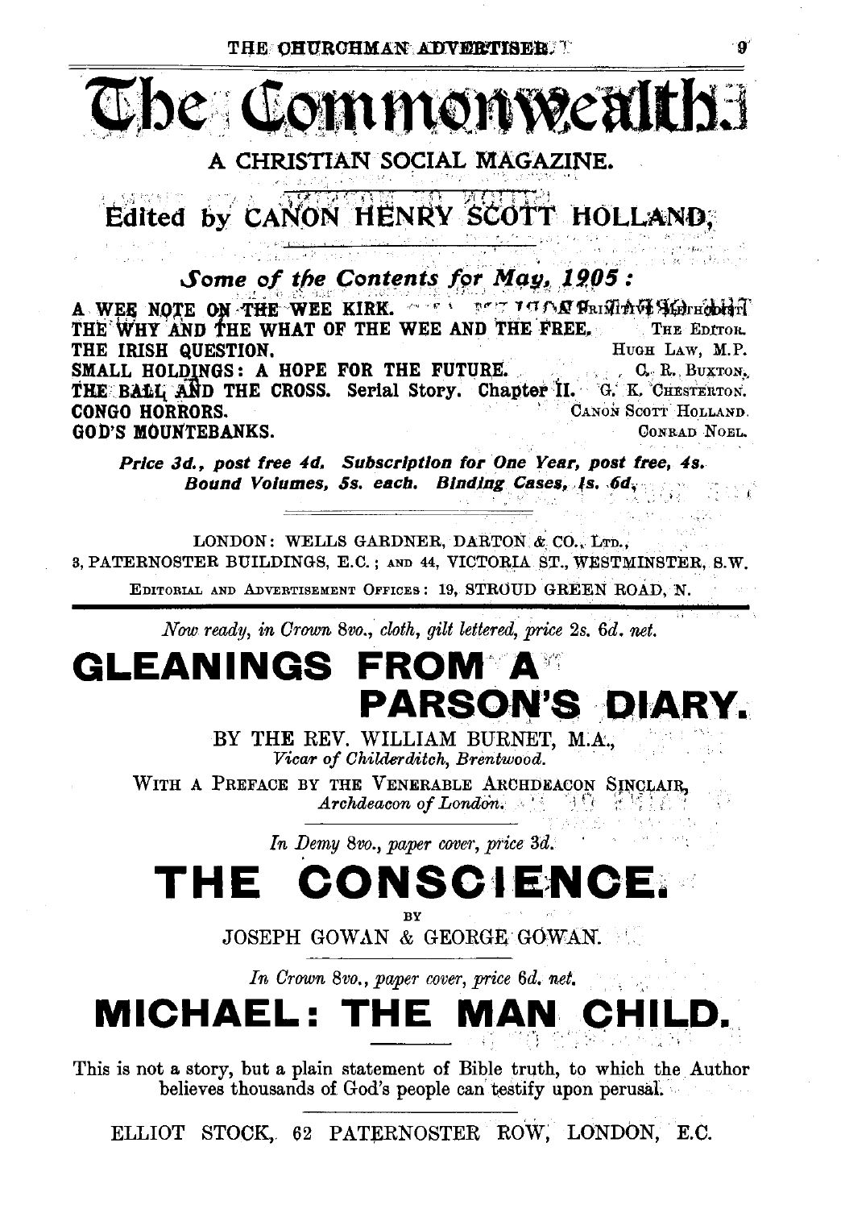# The Commonwealth.

## A CHRISTIAN SOCIAL MAGAZINE.

### Edited by CANON HENRY SCOTT HOLLAND.

***Some of the Contents for May, 1905:***

| | |
|---|---|
| A WEE NOTE ON THE WEE KIRK. | A PRIMITIVE METHODIST. |
| THE WHY AND THE WHAT OF THE WEE AND THE FREE. | THE EDITOR. |
| THE IRISH QUESTION. | HUGH LAW, M.P. |
| SMALL HOLDINGS: A HOPE FOR THE FUTURE. | C. R. BUXTON. |
| THE BALL AND THE CROSS. Serial Story. Chapter II. | G. K. CHESTERTON. |
| CONGO HORRORS. | CANON SCOTT HOLLAND. |
| GOD'S MOUNTEBANKS. | CONRAD NOEL. |

***Price 3d., post free 4d. Subscription for One Year, post free, 4s. Bound Volumes, 5s. each. Binding Cases, 1s. 6d.***

LONDON: WELLS GARDNER, DARTON & CO., LTD.,
3, PATERNOSTER BUILDINGS, E.C.; AND 44, VICTORIA ST., WESTMINSTER, S.W.

EDITORIAL AND ADVERTISEMENT OFFICES: 19, STROUD GREEN ROAD, N.

---

*Now ready, in Crown 8vo., cloth, gilt lettered, price 2s. 6d. net.*

# GLEANINGS FROM A PARSON'S DIARY.

BY THE REV. WILLIAM BURNET, M.A.,
*Vicar of Childerditch, Brentwood.*

WITH A PREFACE BY THE VENERABLE ARCHDEACON SINCLAIR,
*Archdeacon of London.*

---

*In Demy 8vo., paper cover, price 3d.*

# THE CONSCIENCE.

BY

JOSEPH GOWAN & GEORGE GOWAN.

---

*In Crown 8vo., paper cover, price 6d. net.*

# MICHAEL: THE MAN CHILD.

This is not a story, but a plain statement of Bible truth, to which the Author believes thousands of God's people can testify upon perusal.

---

ELLIOT STOCK, 62 PATERNOSTER ROW, LONDON, E.C.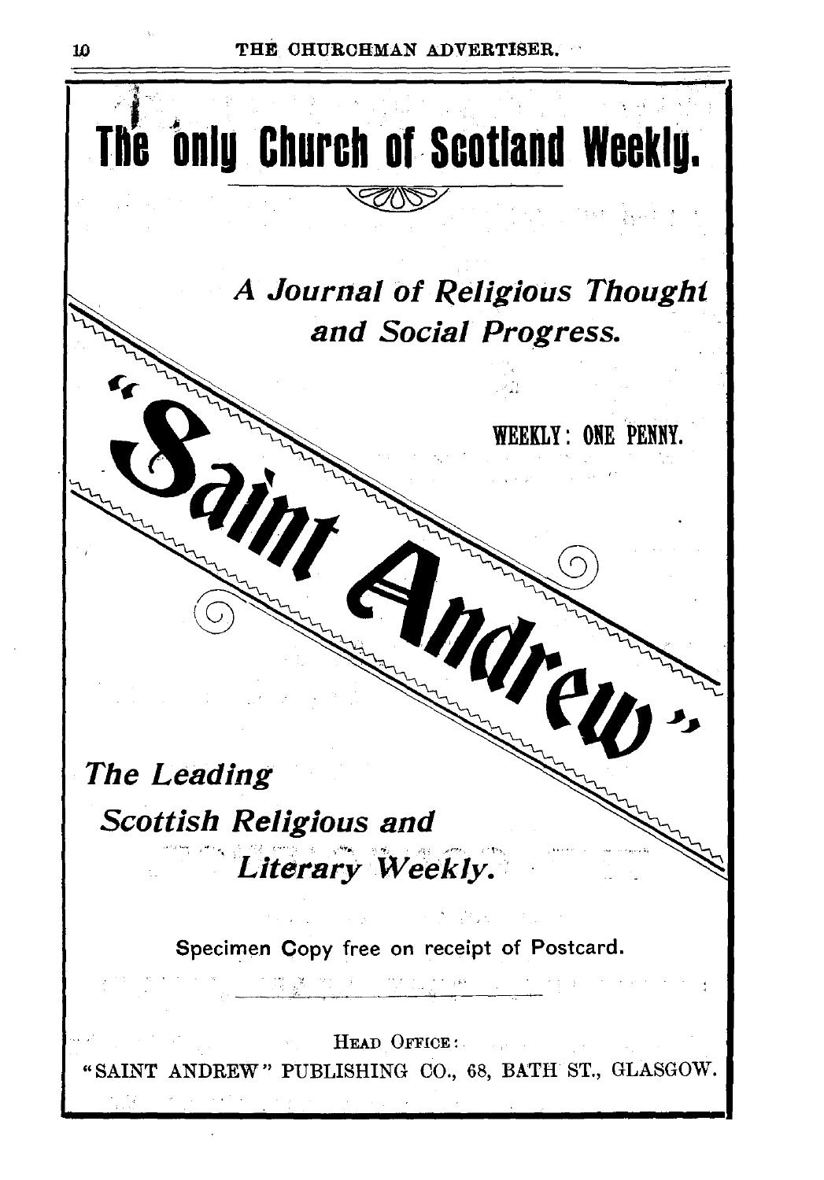# The only Church of Scotland Weekly.

*A Journal of Religious Thought and Social Progress.*

WEEKLY: ONE PENNY.

# "Saint Andrew"

*The Leading Scottish Religious and Literary Weekly.*

Specimen Copy free on receipt of Postcard.

HEAD OFFICE:
"SAINT ANDREW" PUBLISHING CO., 68, BATH ST., GLASGOW.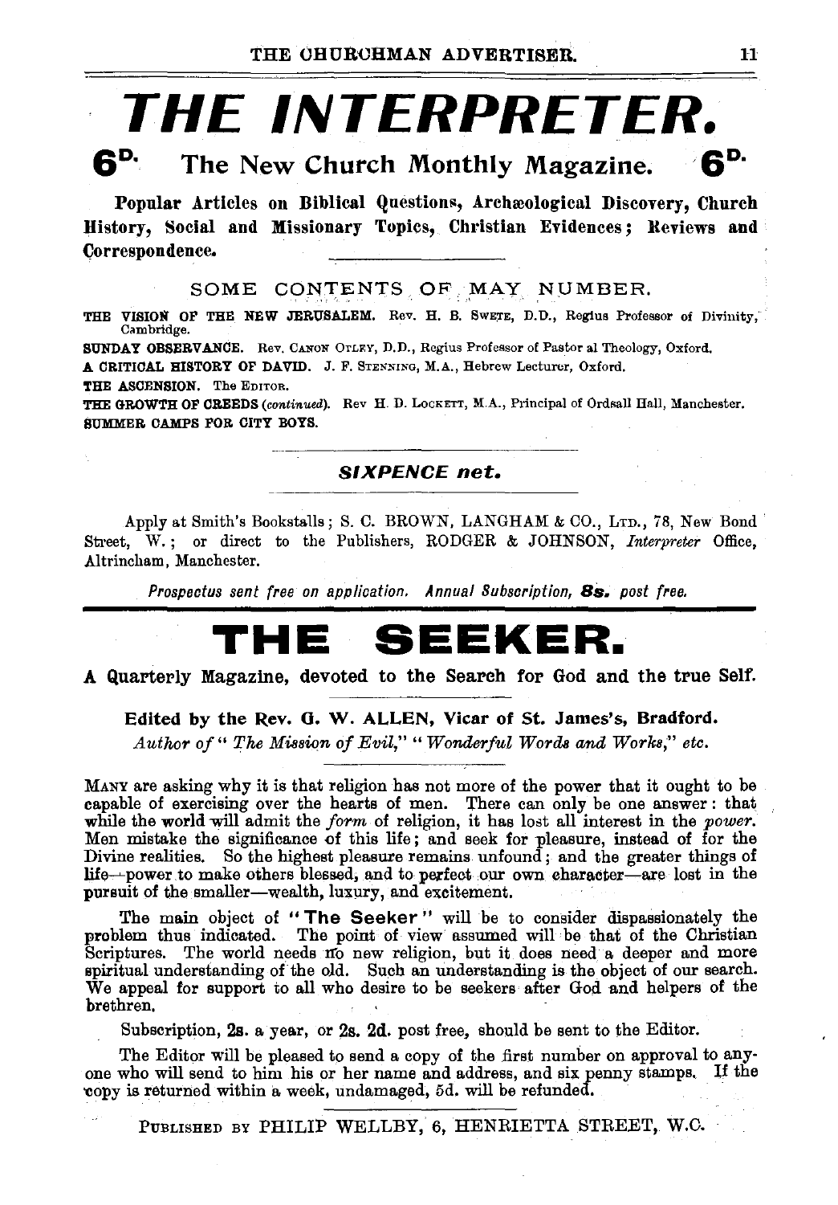# THE INTERPRETER.

## 6D. The New Church Monthly Magazine. 6D.

**Popular Articles on Biblical Questions, Archæological Discovery, Church History, Social and Missionary Topics, Christian Evidences; Reviews and Correspondence.**

SOME CONTENTS OF MAY NUMBER.

THE VISION OF THE NEW JERUSALEM. Rev. H. B. SWETE, D.D., Regius Professor of Divinity, Cambridge.

SUNDAY OBSERVANCE. Rev. CANON OTLEY, D.D., Regius Professor of Pastor al Theology, Oxford.

A CRITICAL HISTORY OF DAVID. J. F. STENNING, M.A., Hebrew Lecturer, Oxford.

THE ASCENSION. The EDITOR.

THE GROWTH OF CREEDS *(continued)*. Rev H. D. LOCKETT, M.A., Principal of Ordsall Hall, Manchester.

SUMMER CAMPS FOR CITY BOYS.

***SIXPENCE net.***

Apply at Smith's Bookstalls; S. C. BROWN, LANGHAM & CO., LTD., 78, New Bond Street, W.; or direct to the Publishers, RODGER & JOHNSON, *Interpreter* Office, Altrincham, Manchester.

*Prospectus sent free on application. Annual Subscription,* ***8s.*** *post free.*

# THE SEEKER.

**A Quarterly Magazine, devoted to the Search for God and the true Self.**

**Edited by the Rev. G. W. ALLEN, Vicar of St. James's, Bradford.**

*Author of "The Mission of Evil," "Wonderful Words and Works," etc.*

MANY are asking why it is that religion has not more of the power that it ought to be capable of exercising over the hearts of men. There can only be one answer: that while the world will admit the *form* of religion, it has lost all interest in the *power*. Men mistake the significance of this life; and seek for pleasure, instead of for the Divine realities. So the highest pleasure remains unfound; and the greater things of life—power to make others blessed, and to perfect our own character—are lost in the pursuit of the smaller—wealth, luxury, and excitement.

The main object of "**The Seeker**" will be to consider dispassionately the problem thus indicated. The point of view assumed will be that of the Christian Scriptures. The world needs no new religion, but it does need a deeper and more spiritual understanding of the old. Such an understanding is the object of our search. We appeal for support to all who desire to be seekers after God and helpers of the brethren.

Subscription, 2s. a year, or 2s. 2d. post free, should be sent to the Editor.

The Editor will be pleased to send a copy of the first number on approval to anyone who will send to him his or her name and address, and six penny stamps. If the copy is returned within a week, undamaged, 5d. will be refunded.

PUBLISHED BY PHILIP WELLBY, 6, HENRIETTA STREET, W.C.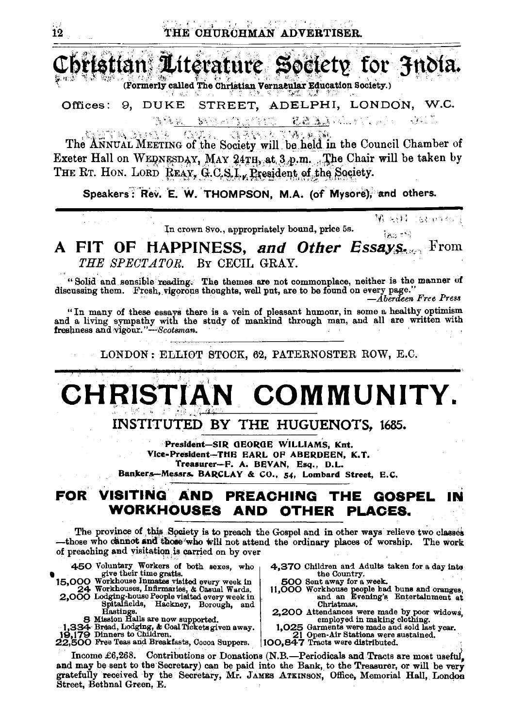# Christian Literature Society for India.

(Formerly called The Christian Vernacular Education Society.)

Offices: 9, DUKE STREET, ADELPHI, LONDON, W.C.

The ANNUAL MEETING of the Society will be held in the Council Chamber of Exeter Hall on WEDNESDAY, MAY 24TH, at 3 p.m. The Chair will be taken by THE RT. HON. LORD REAY, G.C.S.I., President of the Society.

**Speakers: Rev. E. W. THOMPSON, M.A. (of Mysore), and others.**

---

In crown 8vo., appropriately bound, price 5s.

## A FIT OF HAPPINESS, *and Other Essays.* From *THE SPECTATOR.* By CECIL GRAY.

"Solid and sensible reading. The themes are not commonplace, neither is the manner of discussing them. Fresh, vigorous thoughts, well put, are to be found on every page." —*Aberdeen Free Press*

"In many of these essays there is a vein of pleasant humour, in some a healthy optimism and a living sympathy with the study of mankind through man, and all are written with freshness and vigour."—*Scotsman.*

LONDON: ELLIOT STOCK, 62, PATERNOSTER ROW, E.C.

---

# CHRISTIAN COMMUNITY.

## INSTITUTED BY THE HUGUENOTS, 1685.

President—SIR GEORGE WILLIAMS, Knt.
Vice-President—THE EARL OF ABERDEEN, K.T.
Treasurer—F. A. BEVAN, Esq., D.L.
Bankers—Messrs. BARCLAY & CO., 54, Lombard Street, E.C.

## FOR VISITING AND PREACHING THE GOSPEL IN WORKHOUSES AND OTHER PLACES.

The province of this Society is to preach the Gospel and in other ways relieve two classes —those who cannot and those who will not attend the ordinary places of worship. The work of preaching and visitation is carried on by over

- **450** Voluntary Workers of both sexes, who give their time gratis.
- **15,000** Workhouse Inmates visited every week in
- **24** Workhouses, Infirmaries, & Casual Wards.
- **2,000** Lodging-house People visited every week in Spitalfields, Hackney, Borough, and Hastings.
- **8** Mission Halls are now supported.
- **1,334** Bread, Lodging, & Coal Tickets given away.
- **19,179** Dinners to Children.
- **22,500** Free Teas and Breakfasts, Cocoa Suppers.
- **4,370** Children and Adults taken for a day into the Country.
- **500** Sent away for a week.
- **11,000** Workhouse people had buns and oranges, and an Evening's Entertainment at Christmas.
- **2,200** Attendances were made by poor widows, employed in making clothing.
- **1,025** Garments were made and sold last year.
- **21** Open-Air Stations were sustained.
- **100,847** Tracts were distributed.

Income £6,268. Contributions or Donations (N.B.—Periodicals and Tracts are most useful, and may be sent to the Secretary) can be paid into the Bank, to the Treasurer, or will be very gratefully received by the Secretary, Mr. JAMES ATKINSON, Office, Memorial Hall, London Street, Bethnal Green, E.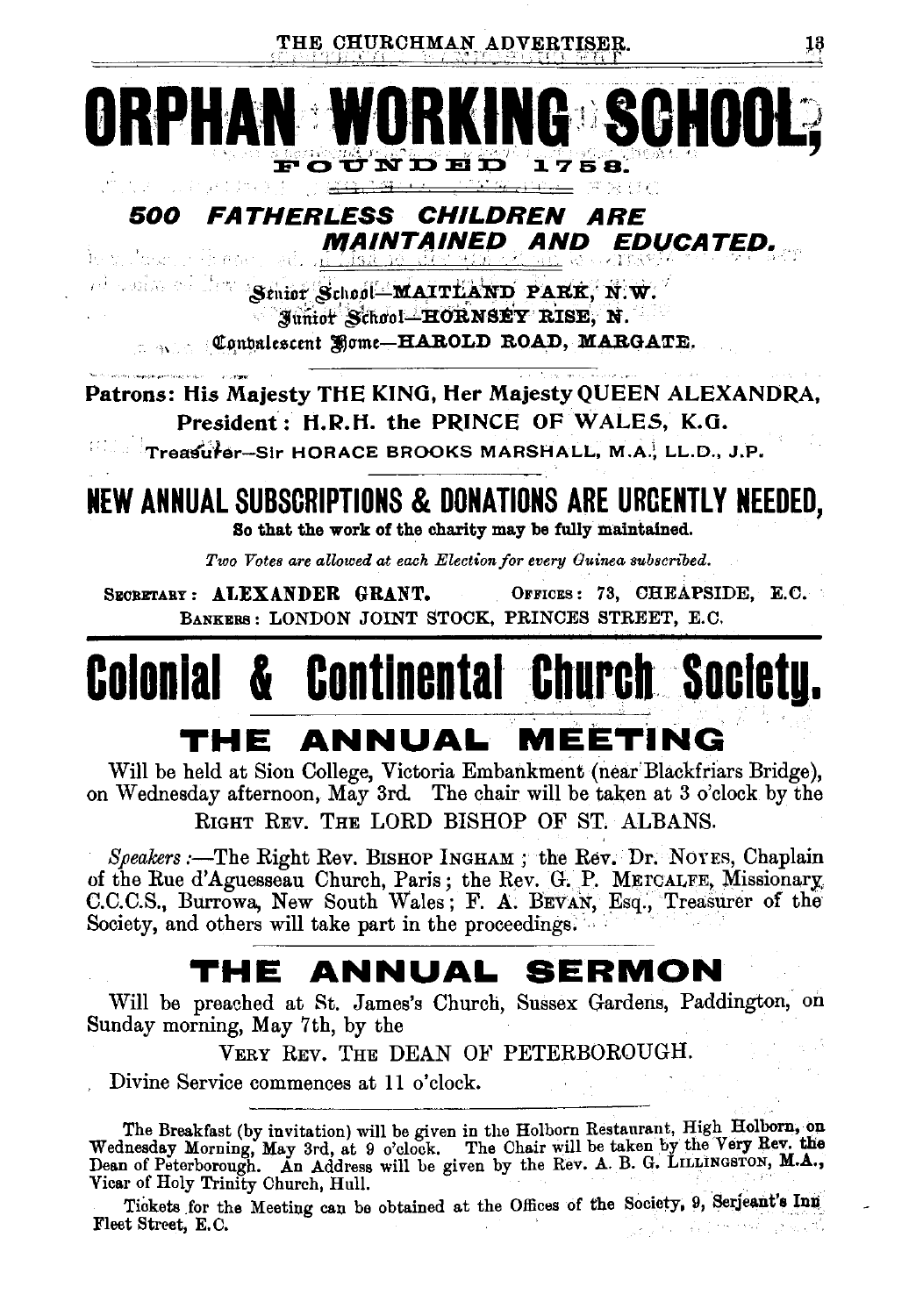# ORPHAN WORKING SCHOOL,

FOUNDED 1758.

## *500 FATHERLESS CHILDREN ARE MAINTAINED AND EDUCATED.*

Senior School—MAITLAND PARK, N.W.
Junior School—HORNSEY RISE, N.
Convalescent Home—HAROLD ROAD, MARGATE.

**Patrons: His Majesty THE KING, Her Majesty QUEEN ALEXANDRA,**
**President: H.R.H. the PRINCE OF WALES, K.G.**
Treasurer—Sir HORACE BROOKS MARSHALL, M.A., LL.D., J.P.

## NEW ANNUAL SUBSCRIPTIONS & DONATIONS ARE URGENTLY NEEDED,

**So that the work of the charity may be fully maintained.**

*Two Votes are allowed at each Election for every Guinea subscribed.*

SECRETARY: **ALEXANDER GRANT.** OFFICES: 73, CHEAPSIDE, E.C.
BANKERS: LONDON JOINT STOCK, PRINCES STREET, E.C.

# Colonial & Continental Church Society.

## THE ANNUAL MEETING

Will be held at Sion College, Victoria Embankment (near Blackfriars Bridge), on Wednesday afternoon, May 3rd. The chair will be taken at 3 o'clock by the

RIGHT REV. THE LORD BISHOP OF ST. ALBANS.

*Speakers:*—The Right Rev. BISHOP INGHAM; the Rev. Dr. NOYES, Chaplain of the Rue d'Aguesseau Church, Paris; the Rev. G. P. METCALFE, Missionary, C.C.C.S., Burrowa, New South Wales; F. A. BEVAN, Esq., Treasurer of the Society, and others will take part in the proceedings.

## THE ANNUAL SERMON

Will be preached at St. James's Church, Sussex Gardens, Paddington, on Sunday morning, May 7th, by the

VERY REV. THE DEAN OF PETERBOROUGH.

Divine Service commences at 11 o'clock.

The Breakfast (by invitation) will be given in the Holborn Restaurant, High Holborn, on Wednesday Morning, May 3rd, at 9 o'clock. The Chair will be taken by the Very Rev. the Dean of Peterborough. An Address will be given by the Rev. A. B. G. LILLINGSTON, M.A., Vicar of Holy Trinity Church, Hull.

Tickets for the Meeting can be obtained at the Offices of the Society, 9, Serjeant's Inn Fleet Street, E.C.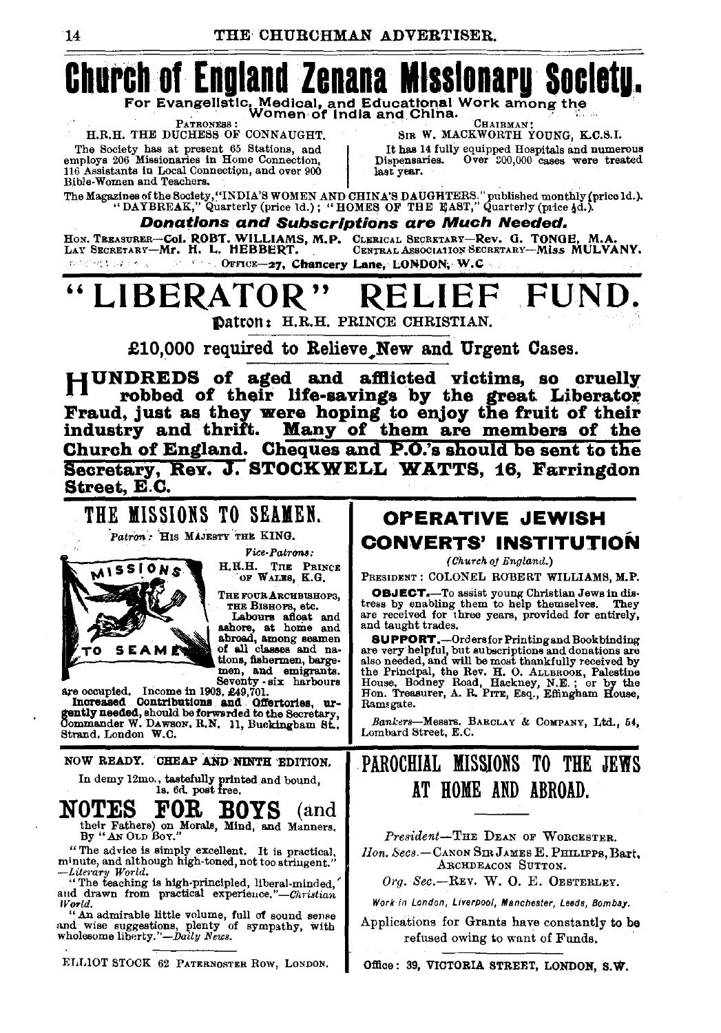# Church of England Zenana Missionary Society.

**For Evangelistic, Medical, and Educational Work among the Women of India and China.**

PATRONESS: H.R.H. THE DUCHESS OF CONNAUGHT.

CHAIRMAN: SIR W. MACKWORTH YOUNG, K.C.S.I.

The Society has at present 65 Stations, and employs 206 Missionaries in Home Connection, 116 Assistants in Local Connection, and over 900 Bible-Women and Teachers.

It has 14 fully equipped Hospitals and numerous Dispensaries. Over 200,000 cases were treated last year.

The Magazines of the Society, "INDIA'S WOMEN AND CHINA'S DAUGHTERS," published monthly (price 1d.). "DAYBREAK," Quarterly (price 1d.); "HOMES OF THE EAST," Quarterly (price ½d.).

***Donations and Subscriptions are Much Needed.***

HON. TREASURER—**Col. ROBT. WILLIAMS, M.P.** CLERICAL SECRETARY—**Rev. G. TONGE, M.A.**
LAY SECRETARY—**Mr. H. L. HEBBERT.** CENTRAL ASSOCIATION SECRETARY—**Miss MULVANY.**

OFFICE—**27, Chancery Lane, LONDON, W.C.**

# "LIBERATOR" RELIEF FUND.

**Patron: H.R.H. PRINCE CHRISTIAN.**

**£10,000 required to Relieve New and Urgent Cases.**

**HUNDREDS of aged and afflicted victims, so cruelly robbed of their life-savings by the great Liberator Fraud, just as they were hoping to enjoy the fruit of their industry and thrift. Many of them are members of the Church of England. Cheques and P.O.'s should be sent to the Secretary, Rev. J. STOCKWELL WATTS, 16, Farringdon Street, E.C.**

## THE MISSIONS TO SEAMEN.

*Patron:* HIS MAJESTY THE KING.

*Vice-Patrons:* H.R.H. THE PRINCE OF WALES, K.G. THE FOUR ARCHBISHOPS, THE BISHOPS, etc.

Labours afloat and ashore, at home and abroad, among seamen of all classes and nations, fishermen, bargemen, and emigrants. Seventy-six harbours are occupied. Income in 1903, £49,701.

**Increased Contributions and Offertories, urgently needed, should be forwarded to the Secretary, Commander W. DAWSON, R.N. 11, Buckingham St., Strand, London W.C.**

## OPERATIVE JEWISH CONVERTS' INSTITUTION

*(Church of England.)*

PRESIDENT: COLONEL ROBERT WILLIAMS, M.P.

**OBJECT.**—To assist young Christian Jews in distress by enabling them to help themselves. They are received for three years, provided for entirely, and taught trades.

**SUPPORT.**—Orders for Printing and Bookbinding are very helpful, but subscriptions and donations are also needed, and will be most thankfully received by the Principal, the Rev. H. O. ALLBROOK, Palestine House, Bodney Road, Hackney, N.E.; or by the Hon. Treasurer, A. R. PITE, Esq., Effingham House, Ramsgate.

*Bankers*—Messrs. BARCLAY & COMPANY, Ltd., 54, Lombard Street, E.C.

NOW READY. CHEAP AND NINTH EDITION.

In demy 12mo., tastefully printed and bound, 1s. 6d. post free.

## NOTES FOR BOYS (and their Fathers) on Morals, Mind, and Manners.

By "AN OLD BOY."

"The advice is simply excellent. It is practical, minute, and although high-toned, not too stringent."—*Literary World.*

"The teaching is high-principled, liberal-minded, and drawn from practical experience."—*Christian World.*

"An admirable little volume, full of sound sense and wise suggestions, plenty of sympathy, with wholesome liberty."—*Daily News.*

ELLIOT STOCK 62 PATERNOSTER ROW, LONDON.

## PAROCHIAL MISSIONS TO THE JEWS AT HOME AND ABROAD.

*President*—THE DEAN OF WORCESTER.

*Hon. Secs.*—CANON SIR JAMES E. PHILIPPS, Bart. ARCHDEACON SUTTON.

*Org. Sec.*—REV. W. O. E. OESTERLEY.

*Work in London, Liverpool, Manchester, Leeds, Bombay.*

Applications for Grants have constantly to be refused owing to want of Funds.

Office: 39, VICTORIA STREET, LONDON, S.W.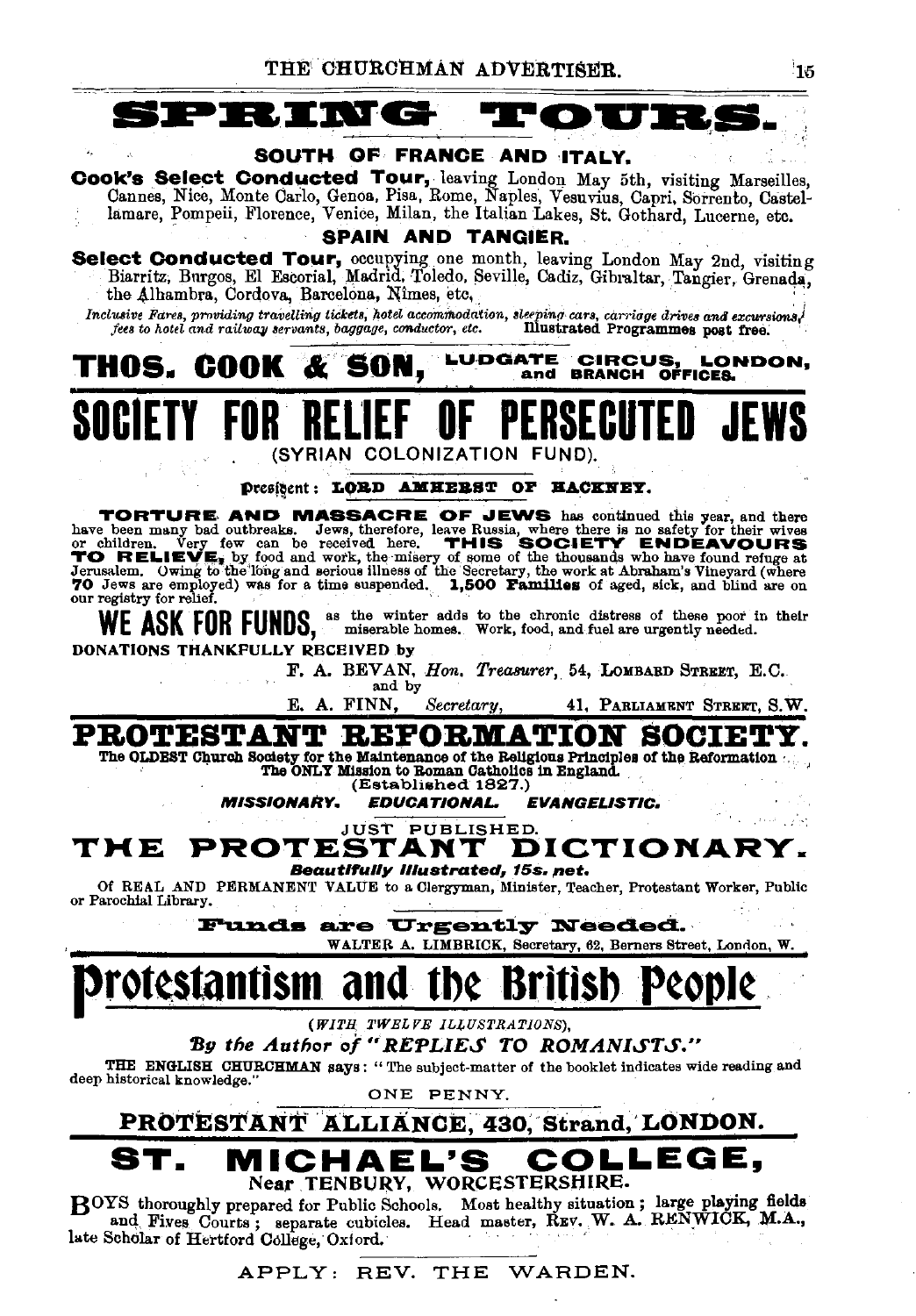# SPRING TOURS.

### SOUTH OF FRANCE AND ITALY.

**Cook's Select Conducted Tour,** leaving London May 5th, visiting Marseilles, Cannes, Nice, Monte Carlo, Genoa, Pisa, Rome, Naples, Vesuvius, Capri, Sorrento, Castellamare, Pompeii, Florence, Venice, Milan, the Italian Lakes, St. Gothard, Lucerne, etc.

### SPAIN AND TANGIER.

**Select Conducted Tour,** occupying one month, leaving London May 2nd, visiting Biarritz, Burgos, El Escorial, Madrid, Toledo, Seville, Cadiz, Gibraltar, Tangier, Grenada, the Alhambra, Cordova, Barcelona, Nîmes, etc.

*Inclusive Fares, providing travelling tickets, hotel accommodation, sleeping cars, carriage drives and excursions, fees to hotel and railway servants, baggage, conductor, etc.* **Illustrated Programmes post free.**

## THOS. COOK & SON, LUDGATE CIRCUS, LONDON, and BRANCH OFFICES.

# SOCIETY FOR RELIEF OF PERSECUTED JEWS

(SYRIAN COLONIZATION FUND).

President: **LORD AMHERST OF HACKNEY.**

**TORTURE AND MASSACRE OF JEWS** has continued this year, and there have been many bad outbreaks. Jews, therefore, leave Russia, where there is no safety for their wives or children. Very few can be received here. **THIS SOCIETY ENDEAVOURS TO RELIEVE,** by food and work, the misery of some of the thousands who have found refuge at Jerusalem. Owing to the long and serious illness of the Secretary, the work at Abraham's Vineyard (where **70** Jews are employed) was for a time suspended. **1,500 Families** of aged, sick, and blind are on our registry for relief.

**WE ASK FOR FUNDS,** as the winter adds to the chronic distress of these poor in their miserable homes. Work, food, and fuel are urgently needed.

DONATIONS THANKFULLY RECEIVED by

F. A. BEVAN, *Hon. Treasurer*, 54, LOMBARD STREET, E.C.
and by
E. A. FINN, *Secretary*, 41, PARLIAMENT STREET, S.W.

# PROTESTANT REFORMATION SOCIETY.

**The OLDEST Church Society for the Maintenance of the Religious Principles of the Reformation**
**The ONLY Mission to Roman Catholics in England.**
(Established 1827.)

***MISSIONARY. EDUCATIONAL. EVANGELISTIC.***

JUST PUBLISHED.

## THE PROTESTANT DICTIONARY.

***Beautifully Illustrated, 15s. net.***

Of REAL AND PERMANENT VALUE to a Clergyman, Minister, Teacher, Protestant Worker, Public or Parochial Library.

**Funds are Urgently Needed.**

WALTER A. LIMBRICK, Secretary, 62, Berners Street, London, W.

# Protestantism and the British People

(*WITH TWELVE ILLUSTRATIONS*),

***By the Author of "REPLIES TO ROMANISTS."***

THE ENGLISH CHURCHMAN says: "The subject-matter of the booklet indicates wide reading and deep historical knowledge."

ONE PENNY.

## PROTESTANT ALLIANCE, 430, Strand, LONDON.

# ST. MICHAEL'S COLLEGE,

**Near TENBURY, WORCESTERSHIRE.**

BOYS thoroughly prepared for Public Schools. Most healthy situation; large playing fields and Fives Courts; separate cubicles. Head master, REV. W. A. RENWICK, M.A., late Scholar of Hertford College, Oxford.

APPLY: REV. THE WARDEN.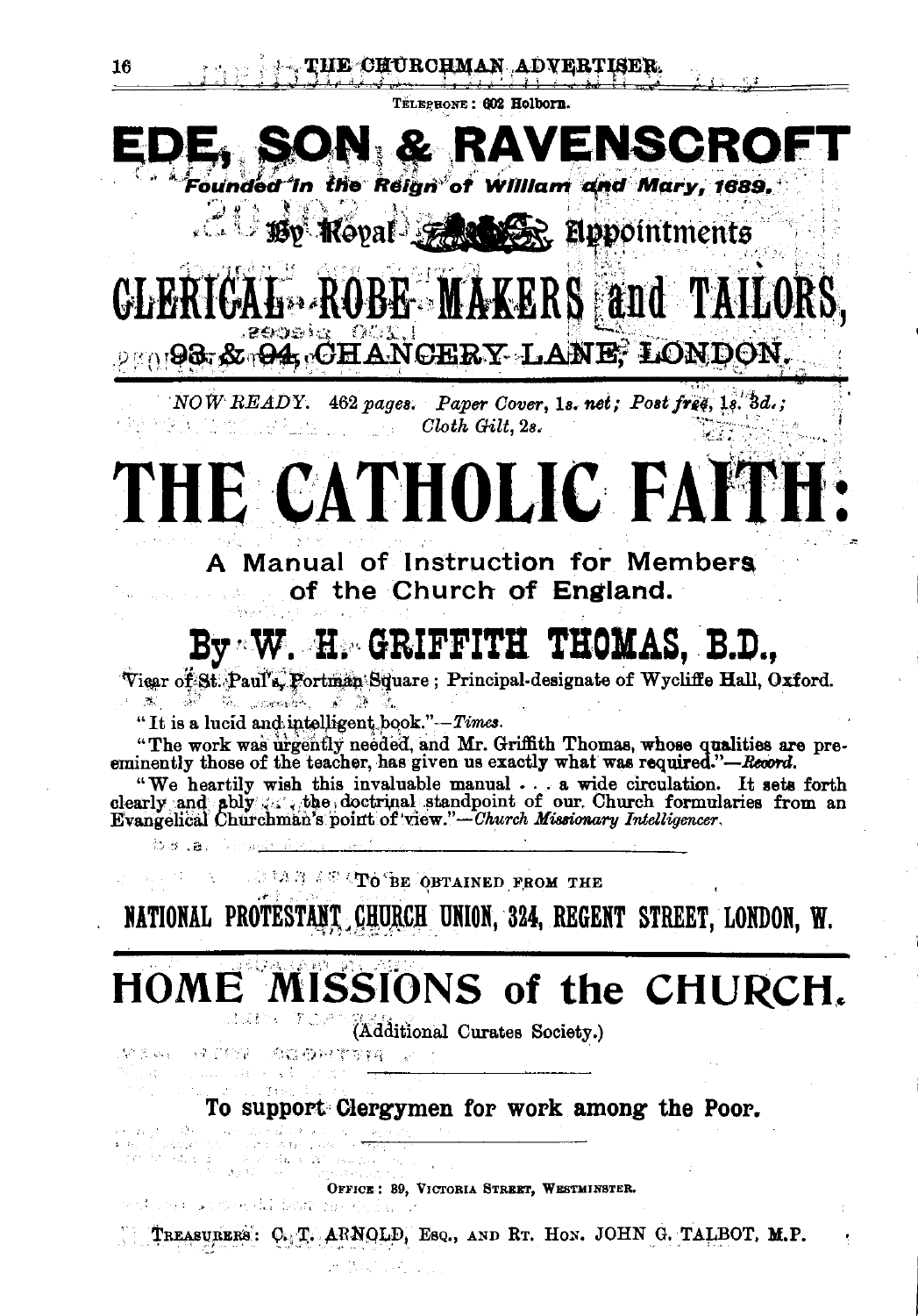TELEPHONE: 602 Holborn.

# EDE, SON & RAVENSCROFT

*Founded in the Reign of William and Mary, 1689.*

By Royal Appointments

## CLERICAL ROBE MAKERS and TAILORS,

**93 & 94, CHANCERY LANE, LONDON.**

---

*NOW READY.* 462 *pages. Paper Cover,* 1s. *net; Post free,* 1s. 3d.; *Cloth Gilt,* 2s.

# THE CATHOLIC FAITH:

## A Manual of Instruction for Members of the Church of England.

## By W. H. GRIFFITH THOMAS, B.D.,

Vicar of St. Paul's, Portman Square; Principal-designate of Wycliffe Hall, Oxford.

"It is a lucid and intelligent book."—*Times.*

"The work was urgently needed, and Mr. Griffith Thomas, whose qualities are pre-eminently those of the teacher, has given us exactly what was required."—*Record.*

"We heartily wish this invaluable manual . . . a wide circulation. It sets forth clearly and ably . . . the doctrinal standpoint of our Church formularies from an Evangelical Churchman's point of view."—*Church Missionary Intelligencer.*

TO BE OBTAINED FROM THE

**NATIONAL PROTESTANT CHURCH UNION, 324, REGENT STREET, LONDON, W.**

---

# HOME MISSIONS of the CHURCH.

(Additional Curates Society.)

**To support Clergymen for work among the Poor.**

OFFICE: 39, VICTORIA STREET, WESTMINSTER.

TREASURERS: C. T. ARNOLD, ESQ., AND RT. HON. JOHN G. TALBOT, M.P.